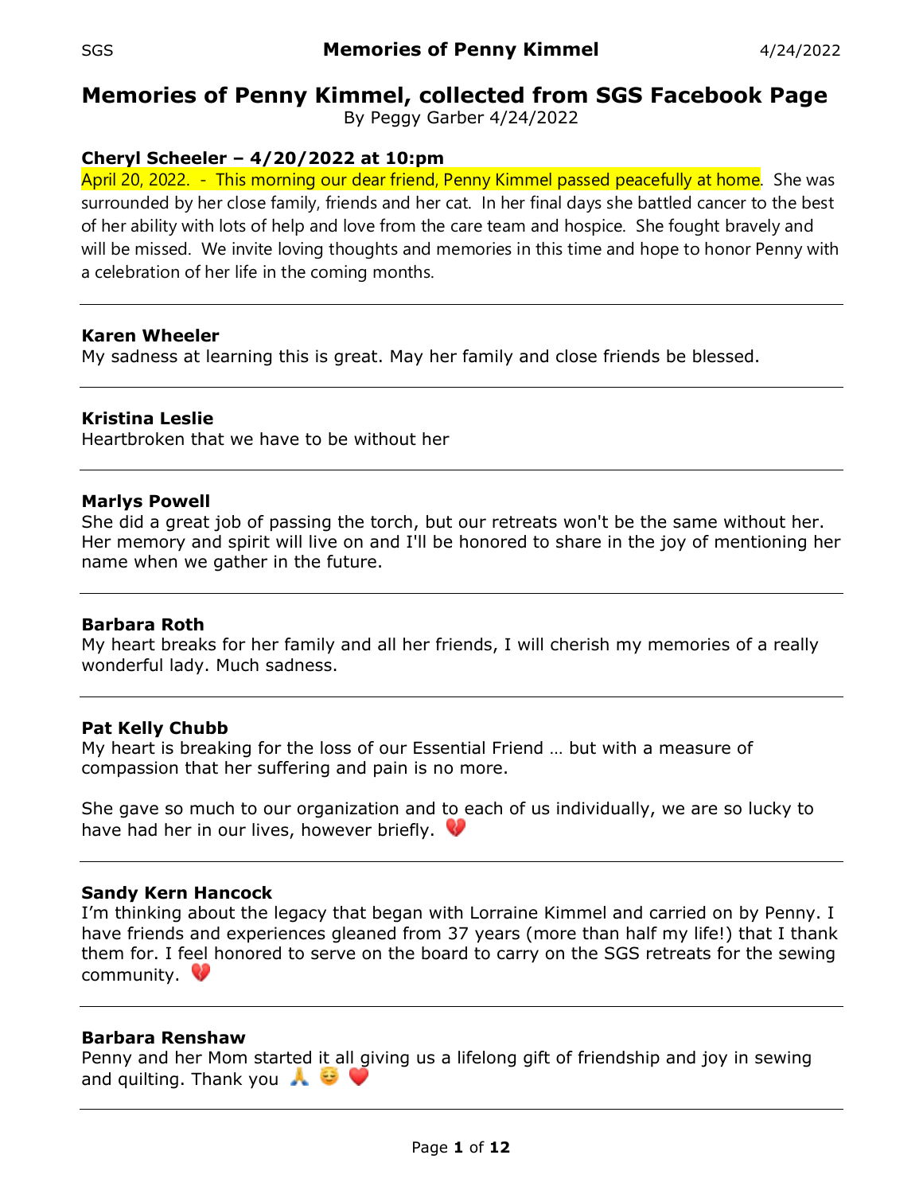# Memories of Penny Kimmel, collected from SGS Facebook Page

By Peggy Garber 4/24/2022

**Cheryl Scheeler – 4/20/2022 at 10:pm**

April 20, 2022. - This morning our dear friend, Penny Kimmel passed peacefully at home. She was surrounded by her close family, friends and her cat. In her final days she battled cancer to the best of her ability with lots of help and love from the care team and hospice. She fought bravely and will be missed. We invite loving thoughts and memories in this time and hope to honor Penny with a celebration of her life in the coming months.

---

**Karen Wheeler**

My sadness at learning this is great. May her family and close friends be blessed.

---

**Kristina Leslie**

Heartbroken that we have to be without her

---

**Marlys Powell**

She did a great job of passing the torch, but our retreats won't be the same without her. Her memory and spirit will live on and I'll be honored to share in the joy of mentioning her name when we gather in the future.

---

**Barbara Roth**

My heart breaks for her family and all her friends, I will cherish my memories of a really wonderful lady. Much sadness.

---

**Pat Kelly Chubb**

My heart is breaking for the loss of our Essential Friend … but with a measure of compassion that her suffering and pain is no more.

She gave so much to our organization and to each of us individually, we are so lucky to have had her in our lives, however briefly. 💔

---

**Sandy Kern Hancock**

I'm thinking about the legacy that began with Lorraine Kimmel and carried on by Penny. I have friends and experiences gleaned from 37 years (more than half my life!) that I thank them for. I feel honored to serve on the board to carry on the SGS retreats for the sewing community. 💔

---

**Barbara Renshaw**

Penny and her Mom started it all giving us a lifelong gift of friendship and joy in sewing and quilting. Thank you 🙏 😌 ❤️

---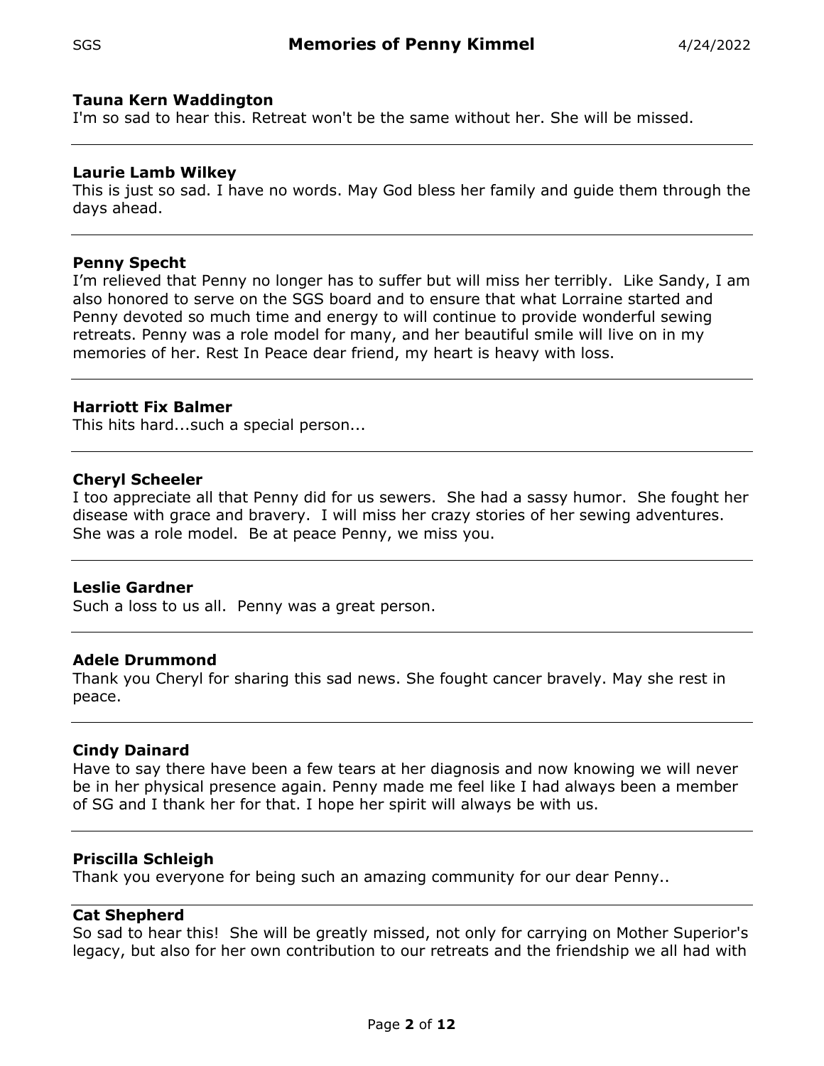**Tauna Kern Waddington**
I'm so sad to hear this. Retreat won't be the same without her. She will be missed.

---

**Laurie Lamb Wilkey**
This is just so sad. I have no words. May God bless her family and guide them through the days ahead.

---

**Penny Specht**
I'm relieved that Penny no longer has to suffer but will miss her terribly. Like Sandy, I am also honored to serve on the SGS board and to ensure that what Lorraine started and Penny devoted so much time and energy to will continue to provide wonderful sewing retreats. Penny was a role model for many, and her beautiful smile will live on in my memories of her. Rest In Peace dear friend, my heart is heavy with loss.

---

**Harriott Fix Balmer**
This hits hard...such a special person...

---

**Cheryl Scheeler**
I too appreciate all that Penny did for us sewers. She had a sassy humor. She fought her disease with grace and bravery. I will miss her crazy stories of her sewing adventures. She was a role model. Be at peace Penny, we miss you.

---

**Leslie Gardner**
Such a loss to us all. Penny was a great person.

---

**Adele Drummond**
Thank you Cheryl for sharing this sad news. She fought cancer bravely. May she rest in peace.

---

**Cindy Dainard**
Have to say there have been a few tears at her diagnosis and now knowing we will never be in her physical presence again. Penny made me feel like I had always been a member of SG and I thank her for that. I hope her spirit will always be with us.

---

**Priscilla Schleigh**
Thank you everyone for being such an amazing community for our dear Penny..

---

**Cat Shepherd**
So sad to hear this! She will be greatly missed, not only for carrying on Mother Superior's legacy, but also for her own contribution to our retreats and the friendship we all had with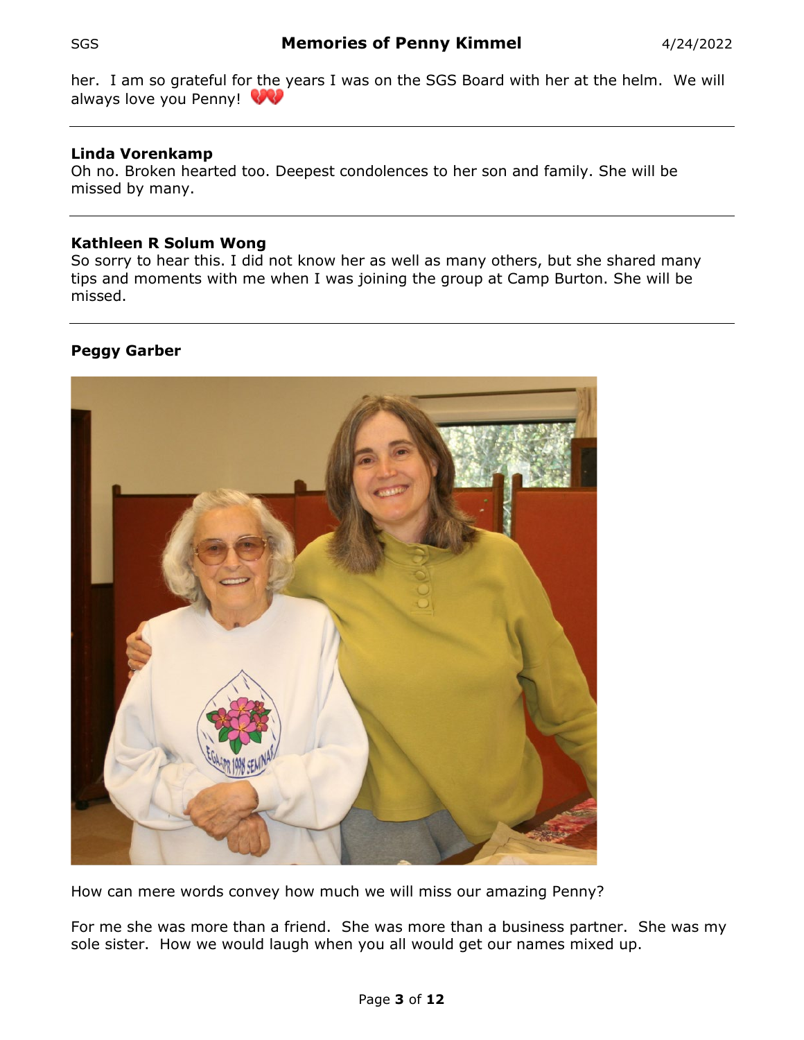her. I am so grateful for the years I was on the SGS Board with her at the helm. We will always love you Penny! 💔

---

**Linda Vorenkamp**
Oh no. Broken hearted too. Deepest condolences to her son and family. She will be missed by many.

---

**Kathleen R Solum Wong**
So sorry to hear this. I did not know her as well as many others, but she shared many tips and moments with me when I was joining the group at Camp Burton. She will be missed.

---

**Peggy Garber**

How can mere words convey how much we will miss our amazing Penny?

For me she was more than a friend. She was more than a business partner. She was my sole sister. How we would laugh when you all would get our names mixed up.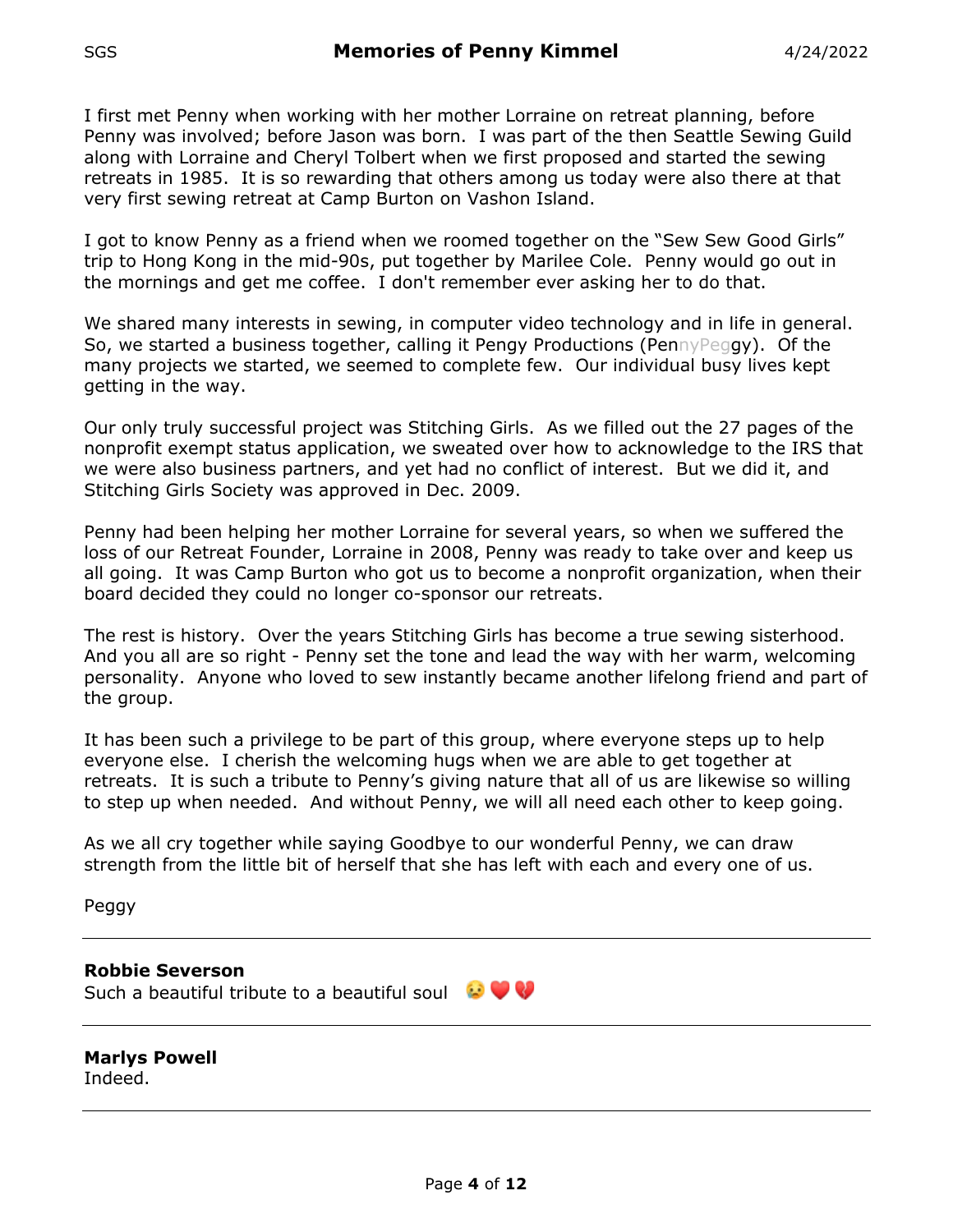I first met Penny when working with her mother Lorraine on retreat planning, before Penny was involved; before Jason was born. I was part of the then Seattle Sewing Guild along with Lorraine and Cheryl Tolbert when we first proposed and started the sewing retreats in 1985. It is so rewarding that others among us today were also there at that very first sewing retreat at Camp Burton on Vashon Island.

I got to know Penny as a friend when we roomed together on the "Sew Sew Good Girls" trip to Hong Kong in the mid-90s, put together by Marilee Cole. Penny would go out in the mornings and get me coffee. I don't remember ever asking her to do that.

We shared many interests in sewing, in computer video technology and in life in general. So, we started a business together, calling it Pengy Productions (PennyPeggy). Of the many projects we started, we seemed to complete few. Our individual busy lives kept getting in the way.

Our only truly successful project was Stitching Girls. As we filled out the 27 pages of the nonprofit exempt status application, we sweated over how to acknowledge to the IRS that we were also business partners, and yet had no conflict of interest. But we did it, and Stitching Girls Society was approved in Dec. 2009.

Penny had been helping her mother Lorraine for several years, so when we suffered the loss of our Retreat Founder, Lorraine in 2008, Penny was ready to take over and keep us all going. It was Camp Burton who got us to become a nonprofit organization, when their board decided they could no longer co-sponsor our retreats.

The rest is history. Over the years Stitching Girls has become a true sewing sisterhood. And you all are so right - Penny set the tone and lead the way with her warm, welcoming personality. Anyone who loved to sew instantly became another lifelong friend and part of the group.

It has been such a privilege to be part of this group, where everyone steps up to help everyone else. I cherish the welcoming hugs when we are able to get together at retreats. It is such a tribute to Penny's giving nature that all of us are likewise so willing to step up when needed. And without Penny, we will all need each other to keep going.

As we all cry together while saying Goodbye to our wonderful Penny, we can draw strength from the little bit of herself that she has left with each and every one of us.

Peggy

---

**Robbie Severson**
Such a beautiful tribute to a beautiful soul 😥❤️💔

---

**Marlys Powell**
Indeed.

---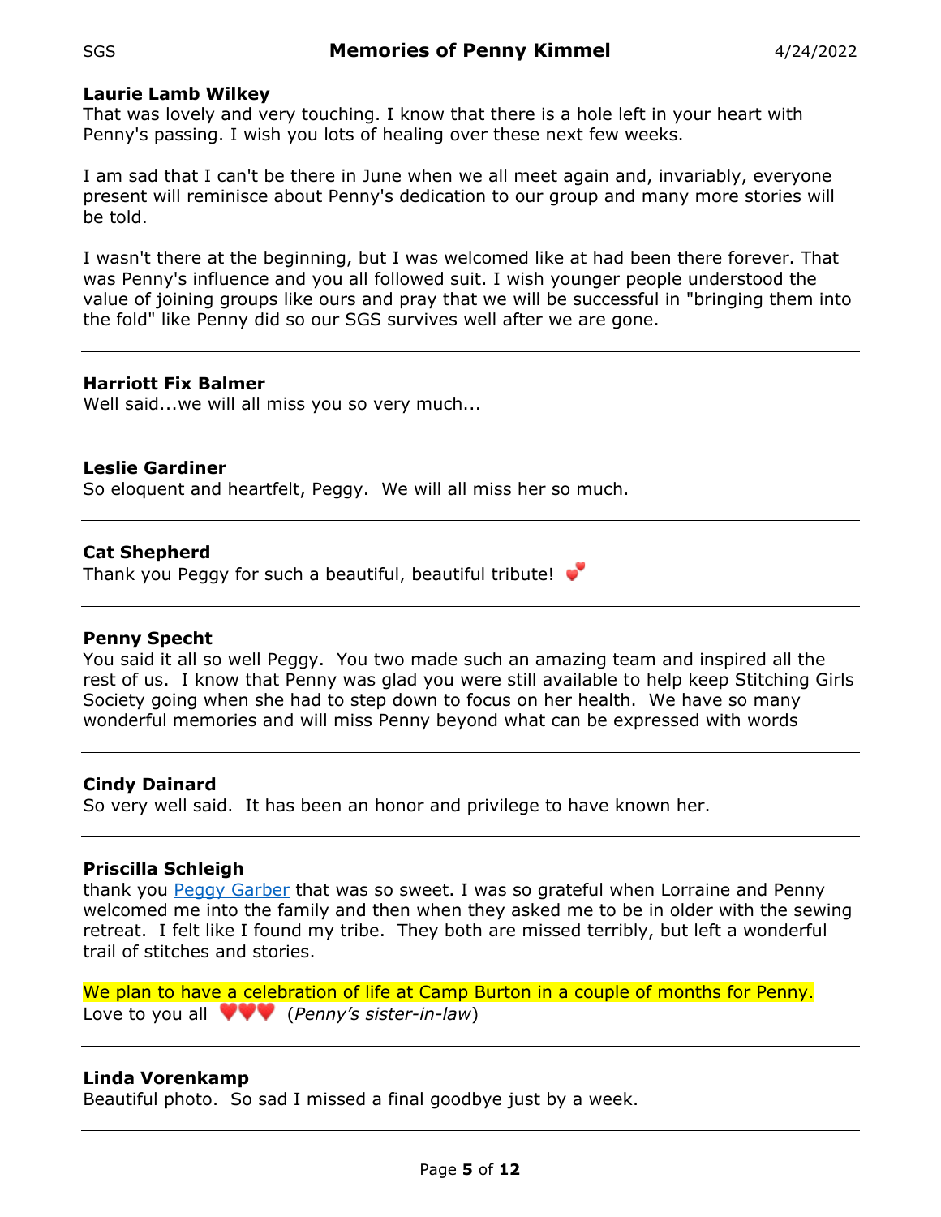**Laurie Lamb Wilkey**
That was lovely and very touching. I know that there is a hole left in your heart with Penny's passing. I wish you lots of healing over these next few weeks.

I am sad that I can't be there in June when we all meet again and, invariably, everyone present will reminisce about Penny's dedication to our group and many more stories will be told.

I wasn't there at the beginning, but I was welcomed like at had been there forever. That was Penny's influence and you all followed suit. I wish younger people understood the value of joining groups like ours and pray that we will be successful in "bringing them into the fold" like Penny did so our SGS survives well after we are gone.

---

**Harriott Fix Balmer**
Well said...we will all miss you so very much...

---

**Leslie Gardiner**
So eloquent and heartfelt, Peggy.  We will all miss her so much.

---

**Cat Shepherd**
Thank you Peggy for such a beautiful, beautiful tribute! 💕

---

**Penny Specht**
You said it all so well Peggy.  You two made such an amazing team and inspired all the rest of us.  I know that Penny was glad you were still available to help keep Stitching Girls Society going when she had to step down to focus on her health.  We have so many wonderful memories and will miss Penny beyond what can be expressed with words

---

**Cindy Dainard**
So very well said.  It has been an honor and privilege to have known her.

---

**Priscilla Schleigh**
thank you Peggy Garber that was so sweet. I was so grateful when Lorraine and Penny welcomed me into the family and then when they asked me to be in older with the sewing retreat.  I felt like I found my tribe.  They both are missed terribly, but left a wonderful trail of stitches and stories.

We plan to have a celebration of life at Camp Burton in a couple of months for Penny.
Love to you all ❤️❤️❤️ (*Penny's sister-in-law*)

---

**Linda Vorenkamp**
Beautiful photo.  So sad I missed a final goodbye just by a week.

---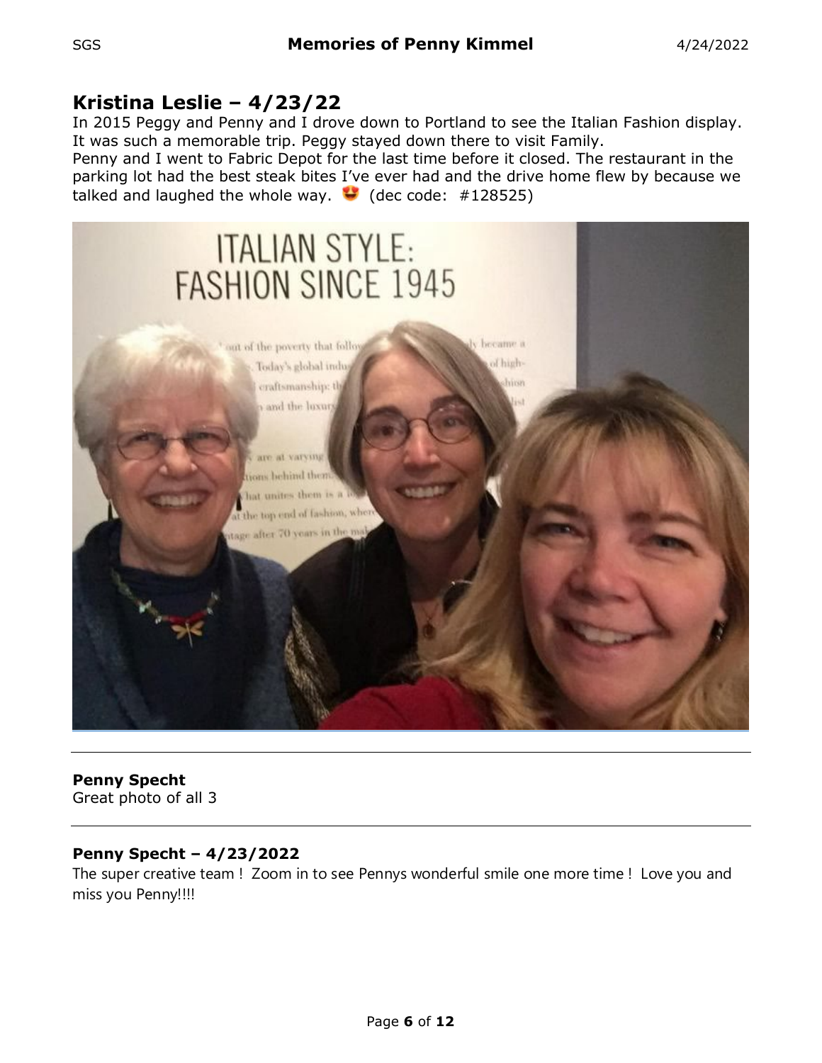## Kristina Leslie – 4/23/22

In 2015 Peggy and Penny and I drove down to Portland to see the Italian Fashion display. It was such a memorable trip. Peggy stayed down there to visit Family.
Penny and I went to Fabric Depot for the last time before it closed. The restaurant in the parking lot had the best steak bites I've ever had and the drive home flew by because we talked and laughed the whole way. 😍 (dec code: #128525)

---

**Penny Specht**
Great photo of all 3

---

**Penny Specht – 4/23/2022**
The super creative team ! Zoom in to see Pennys wonderful smile one more time ! Love you and miss you Penny!!!!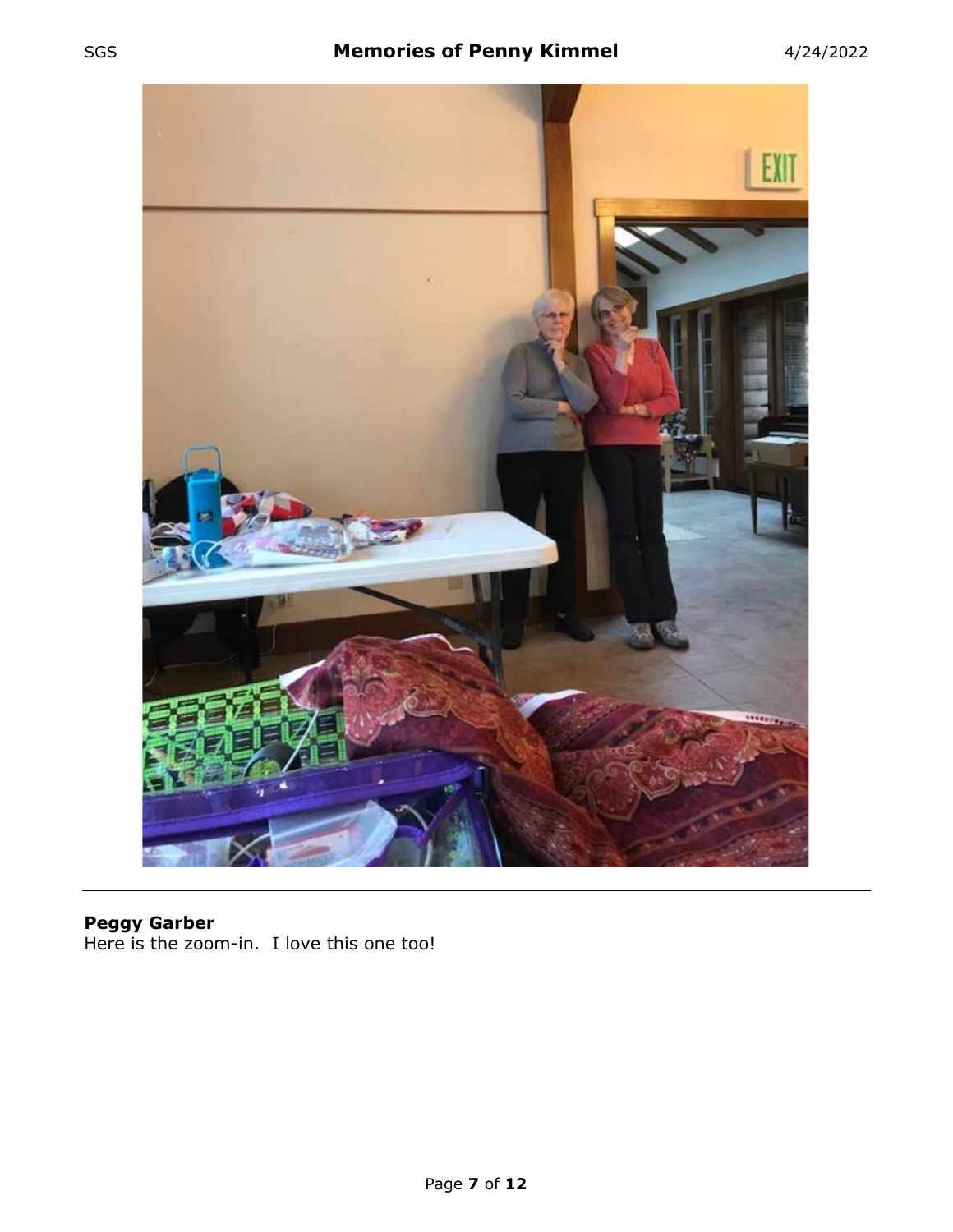**Peggy Garber**
Here is the zoom-in. I love this one too!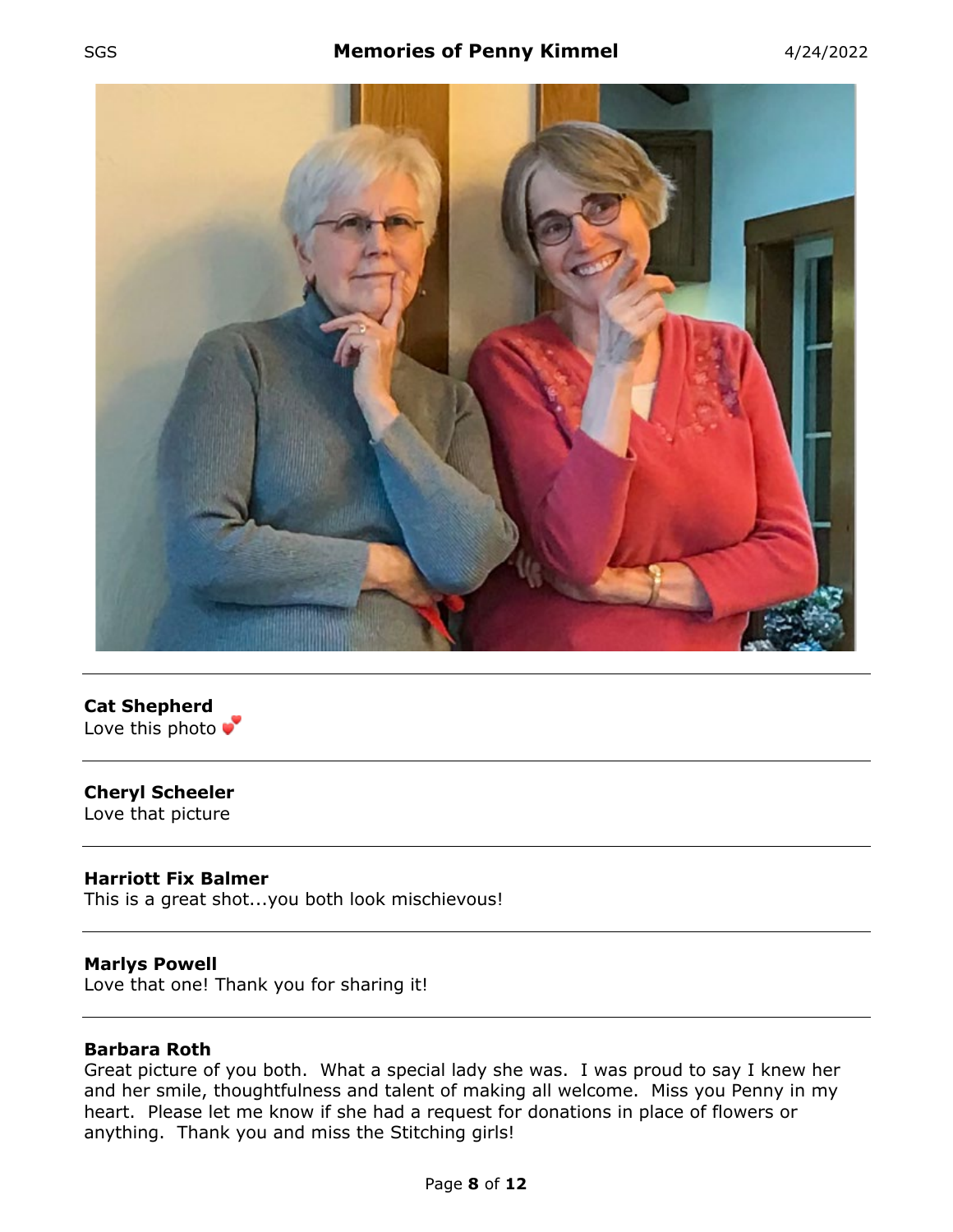**Cat Shepherd**
Love this photo 💕

---

**Cheryl Scheeler**
Love that picture

---

**Harriott Fix Balmer**
This is a great shot...you both look mischievous!

---

**Marlys Powell**
Love that one! Thank you for sharing it!

---

**Barbara Roth**
Great picture of you both. What a special lady she was. I was proud to say I knew her and her smile, thoughtfulness and talent of making all welcome. Miss you Penny in my heart. Please let me know if she had a request for donations in place of flowers or anything. Thank you and miss the Stitching girls!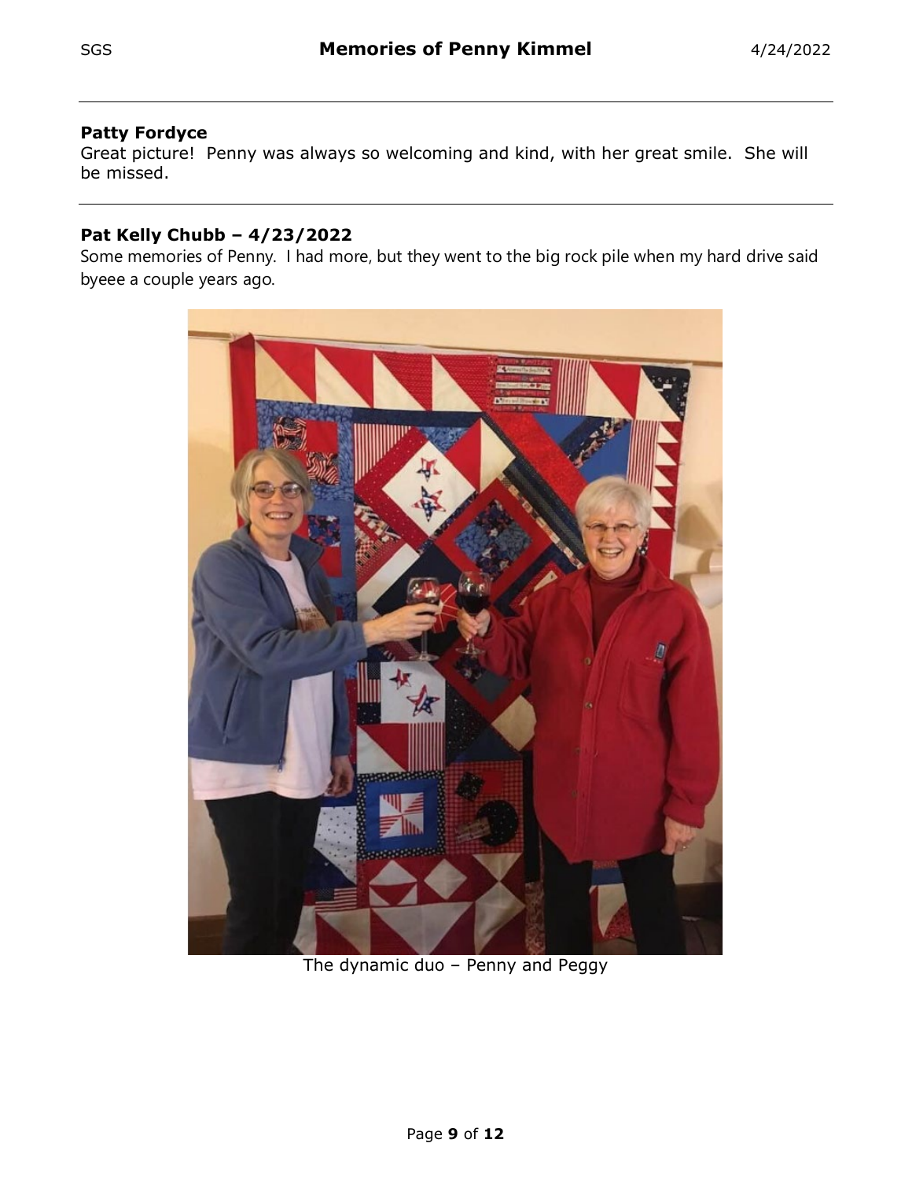**Patty Fordyce**
Great picture! Penny was always so welcoming and kind, with her great smile. She will be missed.

---

**Pat Kelly Chubb – 4/23/2022**
Some memories of Penny. I had more, but they went to the big rock pile when my hard drive said byeee a couple years ago.

The dynamic duo – Penny and Peggy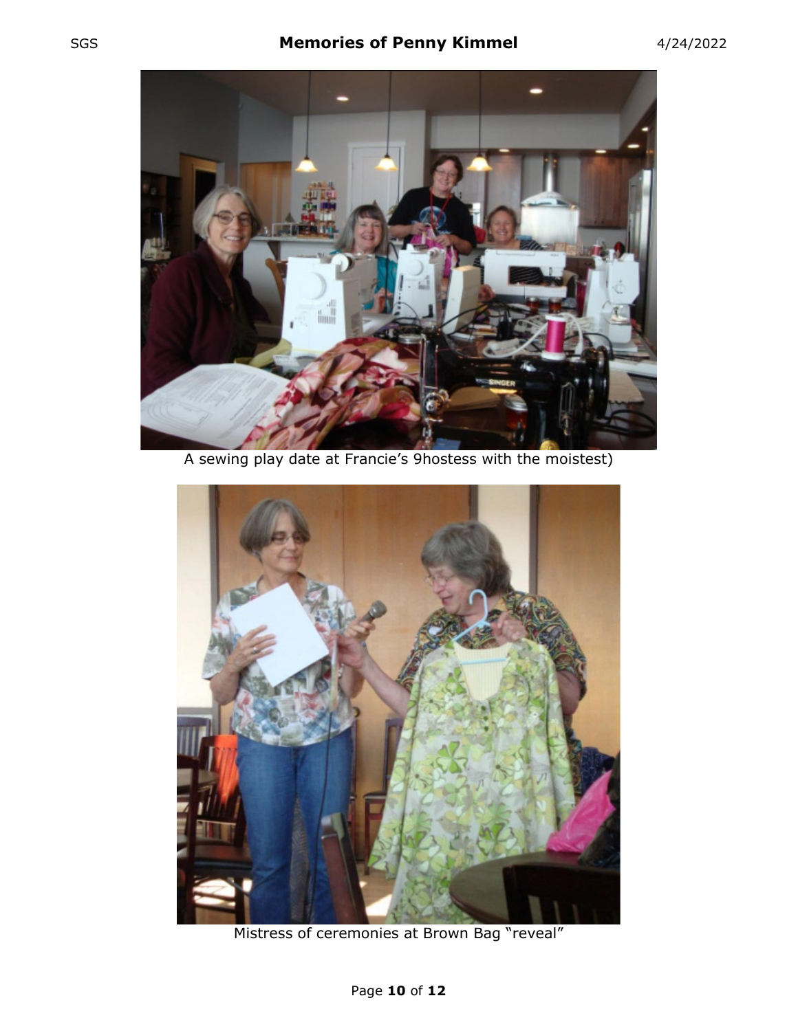A sewing play date at Francie's 9hostess with the moistest)

Mistress of ceremonies at Brown Bag "reveal"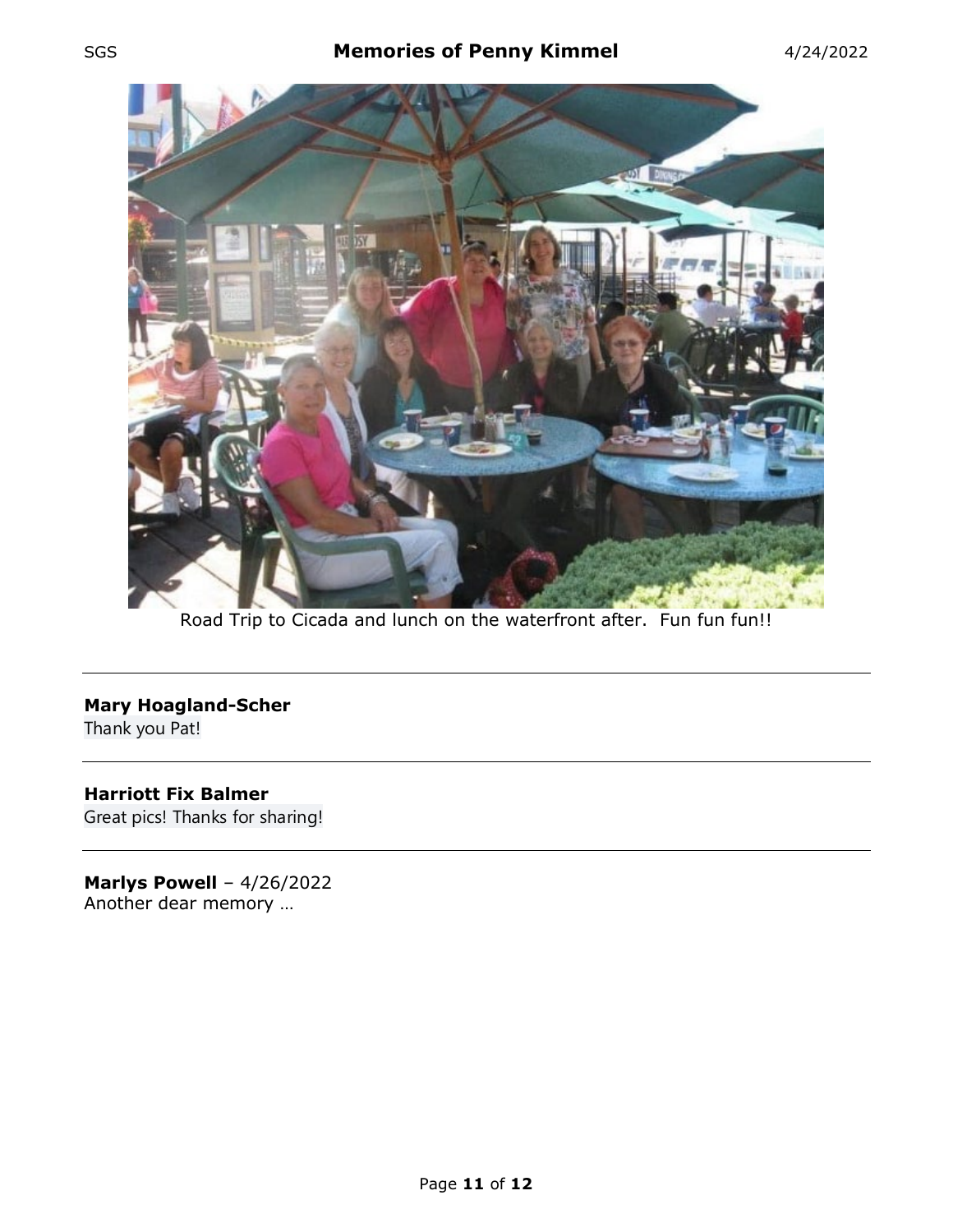Road Trip to Cicada and lunch on the waterfront after. Fun fun fun!!

---

**Mary Hoagland-Scher**
Thank you Pat!

---

**Harriott Fix Balmer**
Great pics! Thanks for sharing!

---

**Marlys Powell** – 4/26/2022
Another dear memory …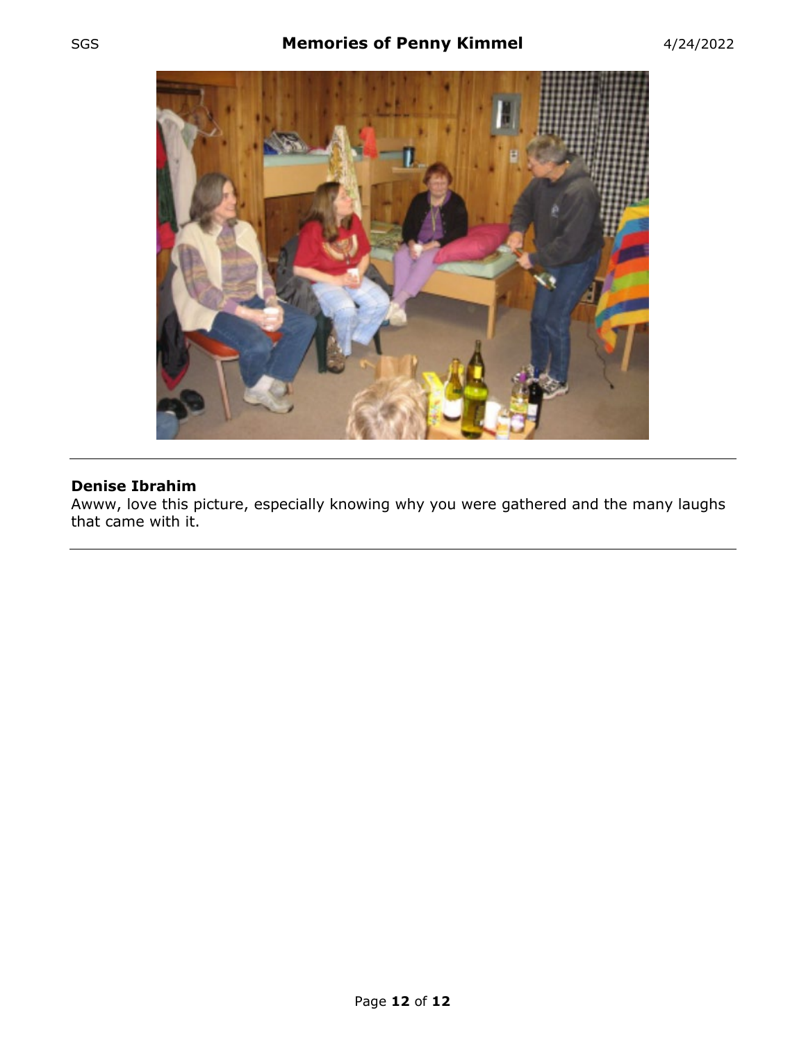**Denise Ibrahim**
Awww, love this picture, especially knowing why you were gathered and the many laughs that came with it.